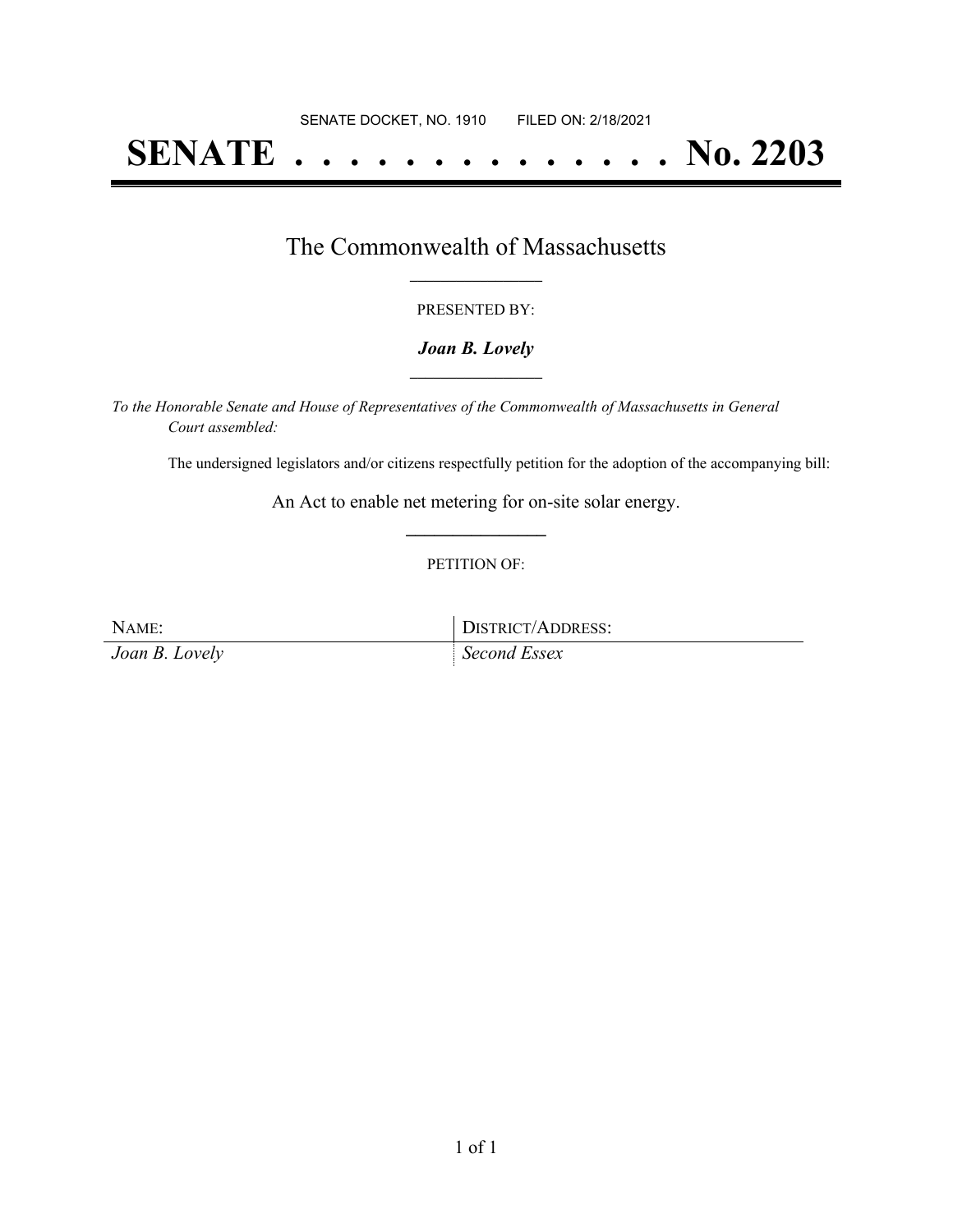SENATE DOCKET, NO. 1910        FILED ON: 2/18/2021

# SENATE . . . . . . . . . . . . . . No. 2203

## The Commonwealth of Massachusetts

PRESENTED BY:

***Joan B. Lovely***

*To the Honorable Senate and House of Representatives of the Commonwealth of Massachusetts in General Court assembled:*

The undersigned legislators and/or citizens respectfully petition for the adoption of the accompanying bill:

An Act to enable net metering for on-site solar energy.

PETITION OF:

| NAME: | DISTRICT/ADDRESS: |
| --- | --- |
| *Joan B. Lovely* | *Second Essex* |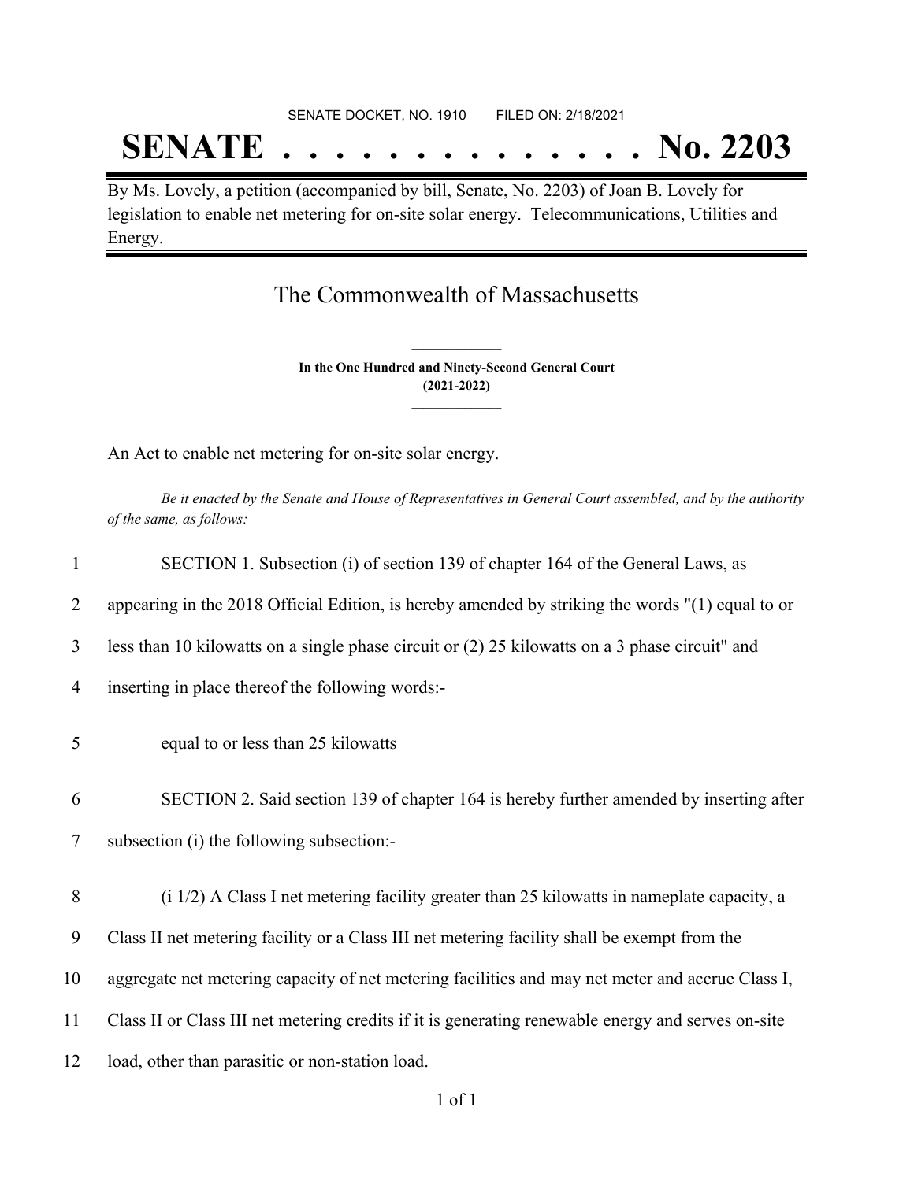SENATE DOCKET, NO. 1910        FILED ON: 2/18/2021

# SENATE . . . . . . . . . . . . . . No. 2203

By Ms. Lovely, a petition (accompanied by bill, Senate, No. 2203) of Joan B. Lovely for legislation to enable net metering for on-site solar energy. Telecommunications, Utilities and Energy.

## The Commonwealth of Massachusetts

**In the One Hundred and Ninety-Second General Court**
**(2021-2022)**

An Act to enable net metering for on-site solar energy.

*Be it enacted by the Senate and House of Representatives in General Court assembled, and by the authority of the same, as follows:*

1 SECTION 1. Subsection (i) of section 139 of chapter 164 of the General Laws, as
2 appearing in the 2018 Official Edition, is hereby amended by striking the words "(1) equal to or
3 less than 10 kilowatts on a single phase circuit or (2) 25 kilowatts on a 3 phase circuit" and
4 inserting in place thereof the following words:-

5 equal to or less than 25 kilowatts

6 SECTION 2. Said section 139 of chapter 164 is hereby further amended by inserting after
7 subsection (i) the following subsection:-

8 (i 1/2) A Class I net metering facility greater than 25 kilowatts in nameplate capacity, a
9 Class II net metering facility or a Class III net metering facility shall be exempt from the
10 aggregate net metering capacity of net metering facilities and may net meter and accrue Class I,
11 Class II or Class III net metering credits if it is generating renewable energy and serves on-site
12 load, other than parasitic or non-station load.